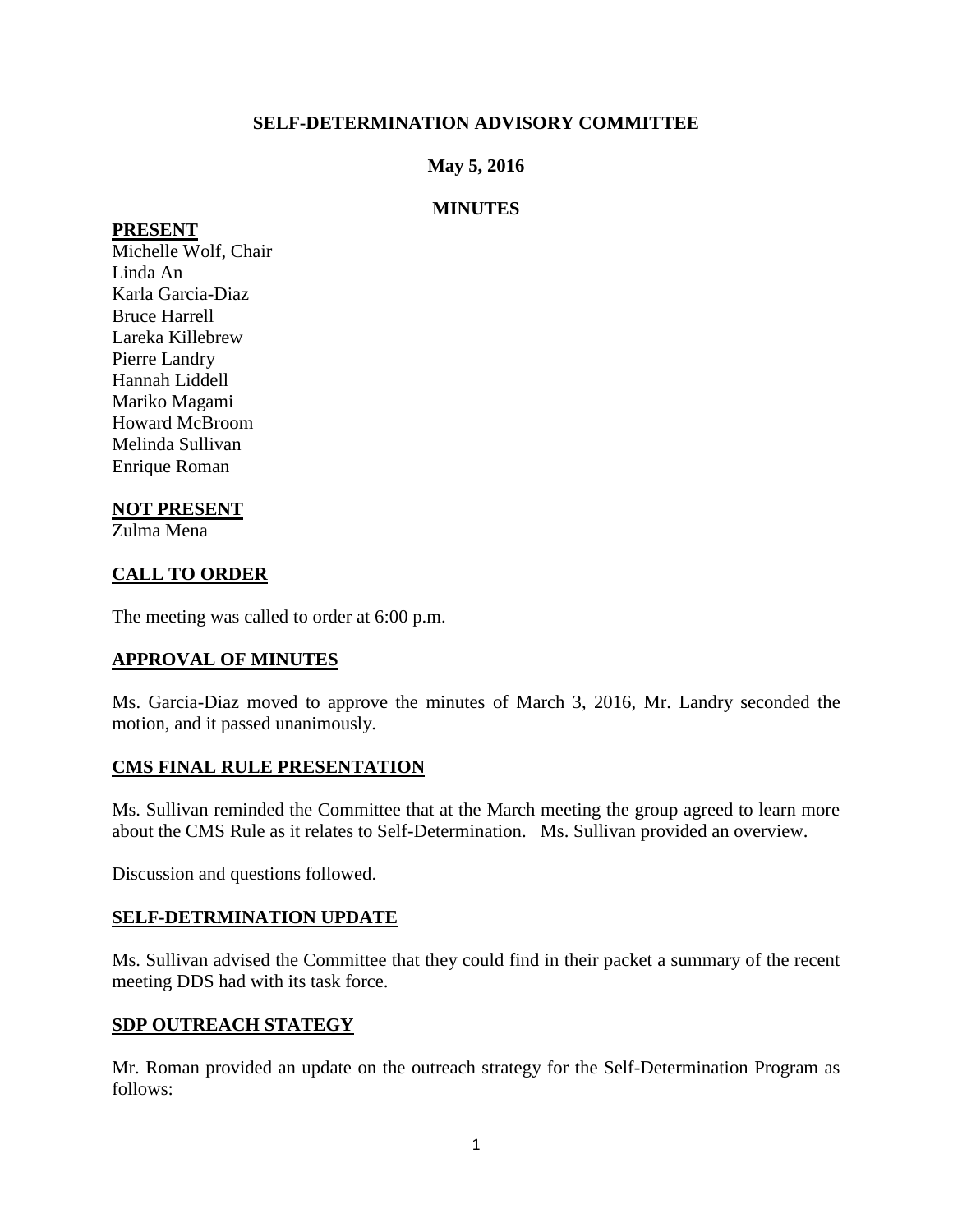**SELF-DETERMINATION ADVISORY COMMITTEE**

**May 5, 2016**

**MINUTES**

**PRESENT**

Michelle Wolf, Chair
Linda An
Karla Garcia-Diaz
Bruce Harrell
Lareka Killebrew
Pierre Landry
Hannah Liddell
Mariko Magami
Howard McBroom
Melinda Sullivan
Enrique Roman

**NOT PRESENT**

Zulma Mena

**CALL TO ORDER**

The meeting was called to order at 6:00 p.m.

**APPROVAL OF MINUTES**

Ms. Garcia-Diaz moved to approve the minutes of March 3, 2016, Mr. Landry seconded the motion, and it passed unanimously.

**CMS FINAL RULE PRESENTATION**

Ms. Sullivan reminded the Committee that at the March meeting the group agreed to learn more about the CMS Rule as it relates to Self-Determination. Ms. Sullivan provided an overview.

Discussion and questions followed.

**SELF-DETRMINATION UPDATE**

Ms. Sullivan advised the Committee that they could find in their packet a summary of the recent meeting DDS had with its task force.

**SDP OUTREACH STATEGY**

Mr. Roman provided an update on the outreach strategy for the Self-Determination Program as follows: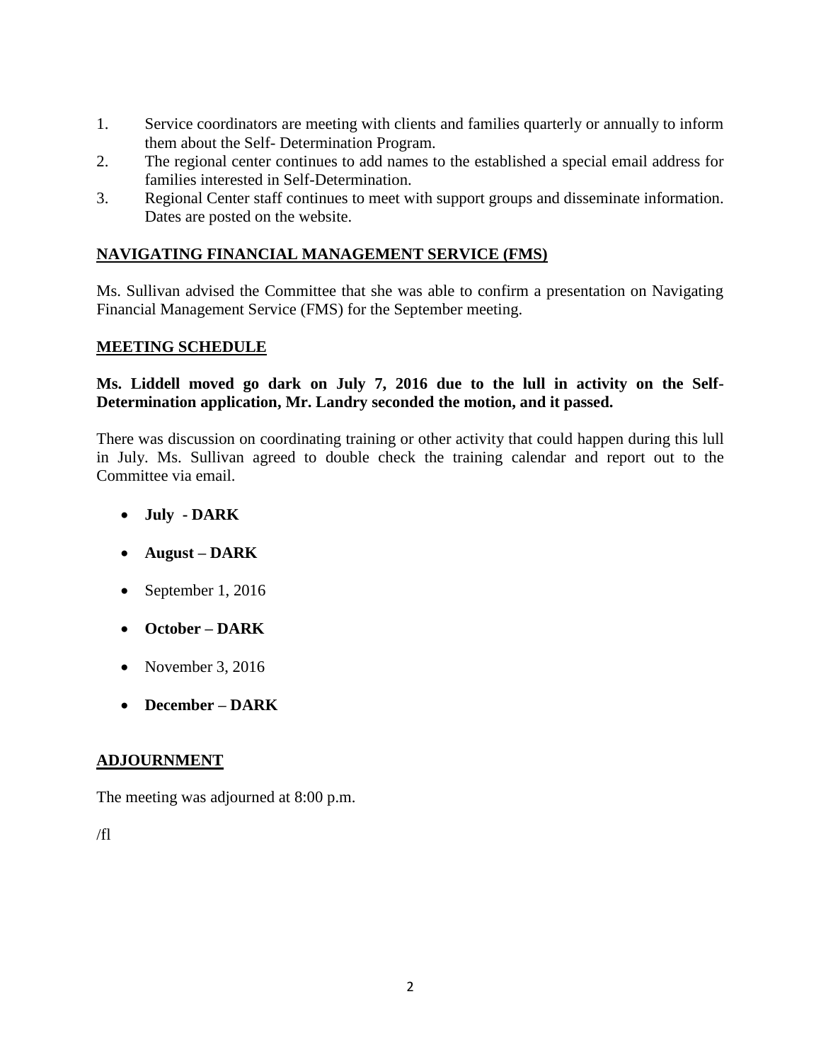1. Service coordinators are meeting with clients and families quarterly or annually to inform them about the Self- Determination Program.
2. The regional center continues to add names to the established a special email address for families interested in Self-Determination.
3. Regional Center staff continues to meet with support groups and disseminate information. Dates are posted on the website.

## NAVIGATING FINANCIAL MANAGEMENT SERVICE (FMS)

Ms. Sullivan advised the Committee that she was able to confirm a presentation on Navigating Financial Management Service (FMS) for the September meeting.

## MEETING SCHEDULE

**Ms. Liddell moved go dark on July 7, 2016 due to the lull in activity on the Self-Determination application, Mr. Landry seconded the motion, and it passed.**

There was discussion on coordinating training or other activity that could happen during this lull in July. Ms. Sullivan agreed to double check the training calendar and report out to the Committee via email.

- **July - DARK**
- **August – DARK**
- September 1, 2016
- **October – DARK**
- November 3, 2016
- **December – DARK**

## ADJOURNMENT

The meeting was adjourned at 8:00 p.m.

/fl